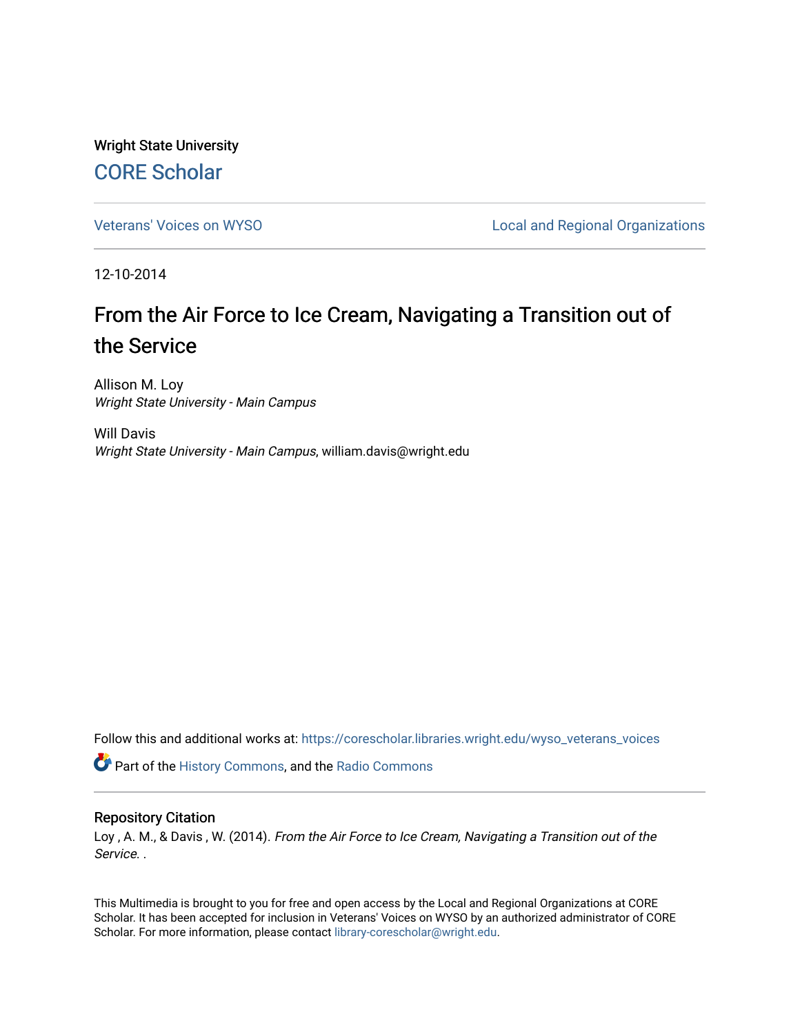Wright State University

## CORE Scholar

Veterans' Voices on WYSO | Local and Regional Organizations

12-10-2014

# From the Air Force to Ice Cream, Navigating a Transition out of the Service

Allison M. Loy
*Wright State University - Main Campus*

Will Davis
*Wright State University - Main Campus*, william.davis@wright.edu

Follow this and additional works at: https://corescholar.libraries.wright.edu/wyso_veterans_voices

Part of the History Commons, and the Radio Commons

## Repository Citation

Loy , A. M., & Davis , W. (2014). *From the Air Force to Ice Cream, Navigating a Transition out of the Service*. .

This Multimedia is brought to you for free and open access by the Local and Regional Organizations at CORE Scholar. It has been accepted for inclusion in Veterans' Voices on WYSO by an authorized administrator of CORE Scholar. For more information, please contact library-corescholar@wright.edu.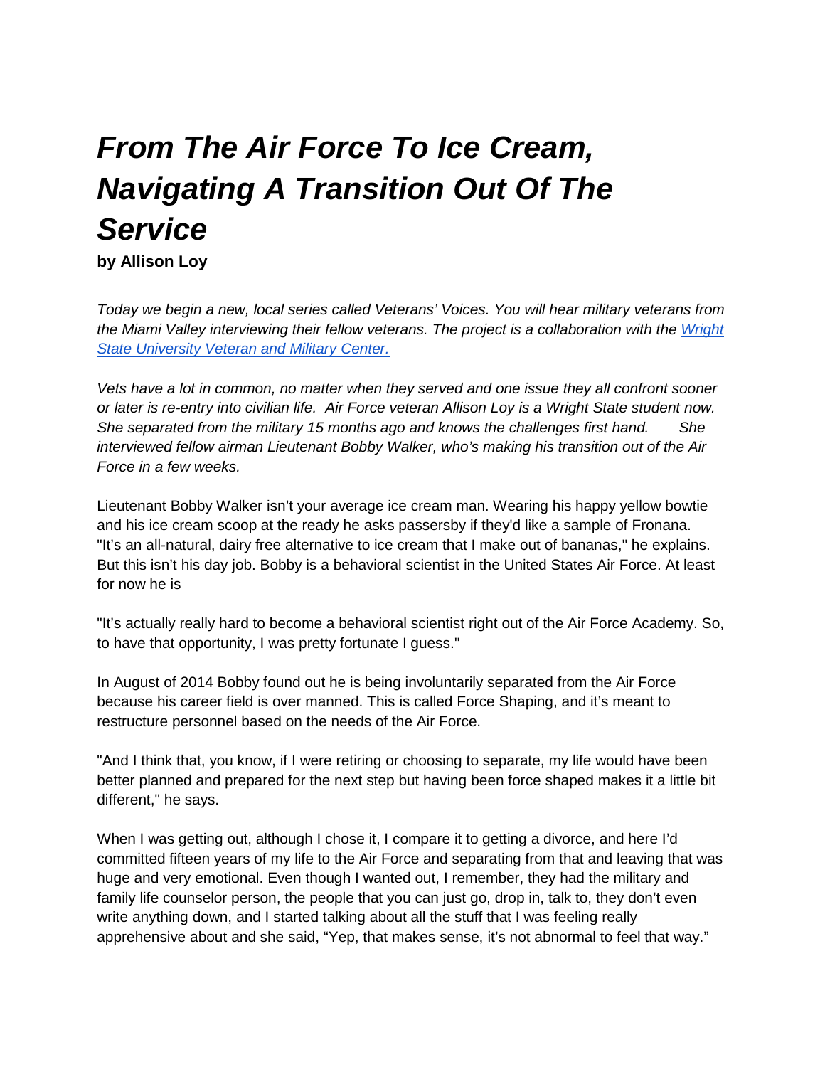# *From The Air Force To Ice Cream, Navigating A Transition Out Of The Service*

**by Allison Loy**

*Today we begin a new, local series called Veterans' Voices. You will hear military veterans from the Miami Valley interviewing their fellow veterans. The project is a collaboration with the [Wright State University Veteran and Military Center.](#)*

*Vets have a lot in common, no matter when they served and one issue they all confront sooner or later is re-entry into civilian life. Air Force veteran Allison Loy is a Wright State student now. She separated from the military 15 months ago and knows the challenges first hand. She interviewed fellow airman Lieutenant Bobby Walker, who's making his transition out of the Air Force in a few weeks.*

Lieutenant Bobby Walker isn't your average ice cream man. Wearing his happy yellow bowtie and his ice cream scoop at the ready he asks passersby if they'd like a sample of Fronana. "It's an all-natural, dairy free alternative to ice cream that I make out of bananas," he explains. But this isn't his day job. Bobby is a behavioral scientist in the United States Air Force. At least for now he is

"It's actually really hard to become a behavioral scientist right out of the Air Force Academy. So, to have that opportunity, I was pretty fortunate I guess."

In August of 2014 Bobby found out he is being involuntarily separated from the Air Force because his career field is over manned. This is called Force Shaping, and it's meant to restructure personnel based on the needs of the Air Force.

"And I think that, you know, if I were retiring or choosing to separate, my life would have been better planned and prepared for the next step but having been force shaped makes it a little bit different," he says.

When I was getting out, although I chose it, I compare it to getting a divorce, and here I'd committed fifteen years of my life to the Air Force and separating from that and leaving that was huge and very emotional. Even though I wanted out, I remember, they had the military and family life counselor person, the people that you can just go, drop in, talk to, they don't even write anything down, and I started talking about all the stuff that I was feeling really apprehensive about and she said, "Yep, that makes sense, it's not abnormal to feel that way."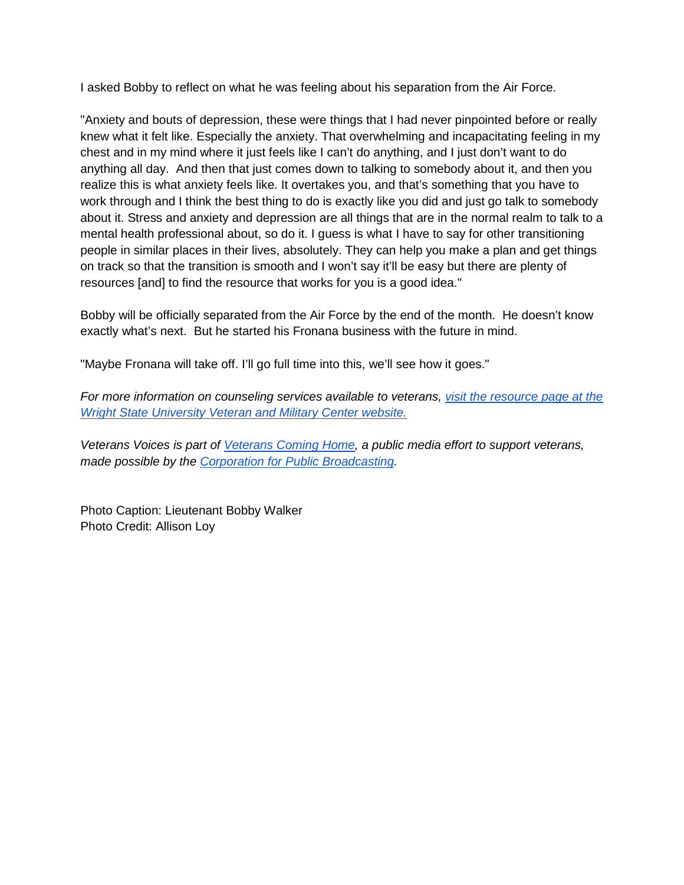I asked Bobby to reflect on what he was feeling about his separation from the Air Force.

"Anxiety and bouts of depression, these were things that I had never pinpointed before or really knew what it felt like. Especially the anxiety. That overwhelming and incapacitating feeling in my chest and in my mind where it just feels like I can't do anything, and I just don't want to do anything all day. And then that just comes down to talking to somebody about it, and then you realize this is what anxiety feels like. It overtakes you, and that's something that you have to work through and I think the best thing to do is exactly like you did and just go talk to somebody about it. Stress and anxiety and depression are all things that are in the normal realm to talk to a mental health professional about, so do it. I guess is what I have to say for other transitioning people in similar places in their lives, absolutely. They can help you make a plan and get things on track so that the transition is smooth and I won't say it'll be easy but there are plenty of resources [and] to find the resource that works for you is a good idea."

Bobby will be officially separated from the Air Force by the end of the month. He doesn't know exactly what's next. But he started his Fronana business with the future in mind.

"Maybe Fronana will take off. I'll go full time into this, we'll see how it goes."

*For more information on counseling services available to veterans, [visit the resource page at the Wright State University Veteran and Military Center website.](#)*

*Veterans Voices is part of [Veterans Coming Home](#), a public media effort to support veterans, made possible by the [Corporation for Public Broadcasting](#).*

Photo Caption: Lieutenant Bobby Walker
Photo Credit: Allison Loy